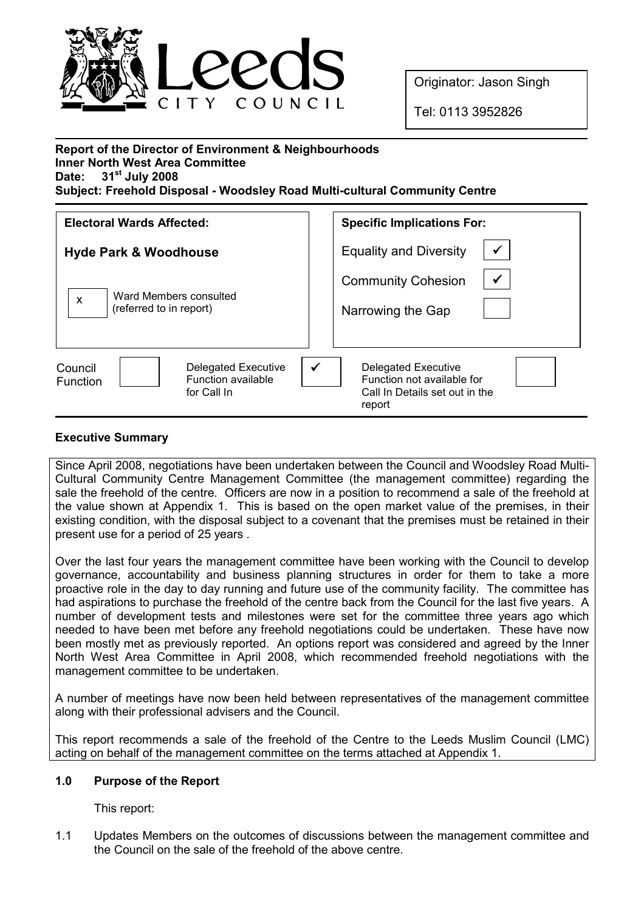Originator: Jason Singh

Tel: 0113 3952826

**Report of the Director of Environment & Neighbourhoods**
**Inner North West Area Committee**
**Date: 31st July 2008**
**Subject: Freehold Disposal - Woodsley Road Multi-cultural Community Centre**

| Electoral Wards Affected: | Specific Implications For: | |
|---|---|---|
| **Hyde Park & Woodhouse** | Equality and Diversity | ✓ |
| | Community Cohesion | ✓ |
| x Ward Members consulted (referred to in report) | Narrowing the Gap | |

| Council Function | | Delegated Executive Function available for Call In | ✓ | Delegated Executive Function not available for Call In Details set out in the report | |
|---|---|---|---|---|---|

## Executive Summary

Since April 2008, negotiations have been undertaken between the Council and Woodsley Road Multi-Cultural Community Centre Management Committee (the management committee) regarding the sale the freehold of the centre. Officers are now in a position to recommend a sale of the freehold at the value shown at Appendix 1. This is based on the open market value of the premises, in their existing condition, with the disposal subject to a covenant that the premises must be retained in their present use for a period of 25 years .

Over the last four years the management committee have been working with the Council to develop governance, accountability and business planning structures in order for them to take a more proactive role in the day to day running and future use of the community facility. The committee has had aspirations to purchase the freehold of the centre back from the Council for the last five years. A number of development tests and milestones were set for the committee three years ago which needed to have been met before any freehold negotiations could be undertaken. These have now been mostly met as previously reported. An options report was considered and agreed by the Inner North West Area Committee in April 2008, which recommended freehold negotiations with the management committee to be undertaken.

A number of meetings have now been held between representatives of the management committee along with their professional advisers and the Council.

This report recommends a sale of the freehold of the Centre to the Leeds Muslim Council (LMC) acting on behalf of the management committee on the terms attached at Appendix 1.

## 1.0 Purpose of the Report

This report:

1.1 Updates Members on the outcomes of discussions between the management committee and the Council on the sale of the freehold of the above centre.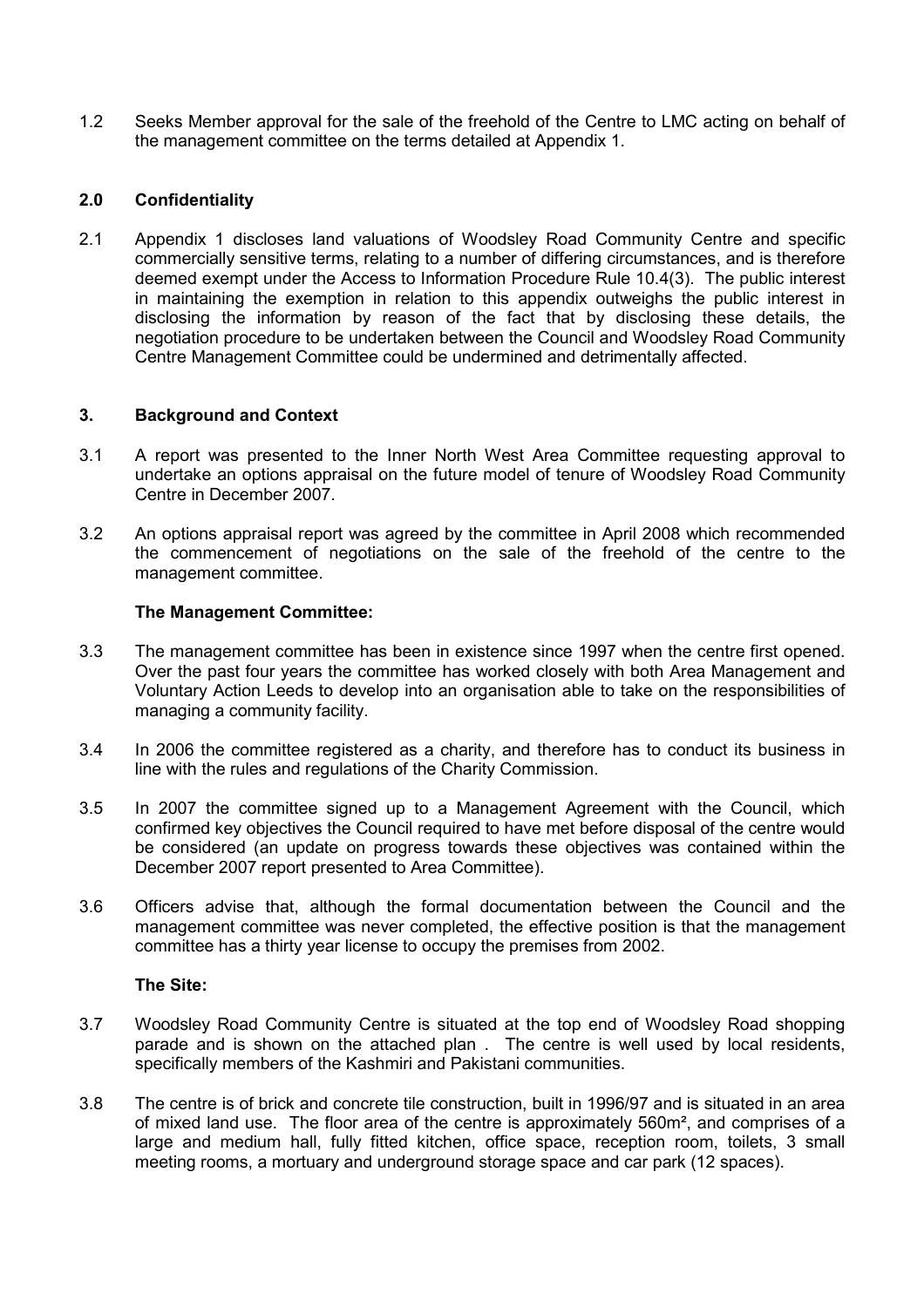1.2 Seeks Member approval for the sale of the freehold of the Centre to LMC acting on behalf of the management committee on the terms detailed at Appendix 1.

## 2.0 Confidentiality

2.1 Appendix 1 discloses land valuations of Woodsley Road Community Centre and specific commercially sensitive terms, relating to a number of differing circumstances, and is therefore deemed exempt under the Access to Information Procedure Rule 10.4(3). The public interest in maintaining the exemption in relation to this appendix outweighs the public interest in disclosing the information by reason of the fact that by disclosing these details, the negotiation procedure to be undertaken between the Council and Woodsley Road Community Centre Management Committee could be undermined and detrimentally affected.

## 3. Background and Context

3.1 A report was presented to the Inner North West Area Committee requesting approval to undertake an options appraisal on the future model of tenure of Woodsley Road Community Centre in December 2007.

3.2 An options appraisal report was agreed by the committee in April 2008 which recommended the commencement of negotiations on the sale of the freehold of the centre to the management committee.

**The Management Committee:**

3.3 The management committee has been in existence since 1997 when the centre first opened. Over the past four years the committee has worked closely with both Area Management and Voluntary Action Leeds to develop into an organisation able to take on the responsibilities of managing a community facility.

3.4 In 2006 the committee registered as a charity, and therefore has to conduct its business in line with the rules and regulations of the Charity Commission.

3.5 In 2007 the committee signed up to a Management Agreement with the Council, which confirmed key objectives the Council required to have met before disposal of the centre would be considered (an update on progress towards these objectives was contained within the December 2007 report presented to Area Committee).

3.6 Officers advise that, although the formal documentation between the Council and the management committee was never completed, the effective position is that the management committee has a thirty year license to occupy the premises from 2002.

**The Site:**

3.7 Woodsley Road Community Centre is situated at the top end of Woodsley Road shopping parade and is shown on the attached plan . The centre is well used by local residents, specifically members of the Kashmiri and Pakistani communities.

3.8 The centre is of brick and concrete tile construction, built in 1996/97 and is situated in an area of mixed land use. The floor area of the centre is approximately 560m², and comprises of a large and medium hall, fully fitted kitchen, office space, reception room, toilets, 3 small meeting rooms, a mortuary and underground storage space and car park (12 spaces).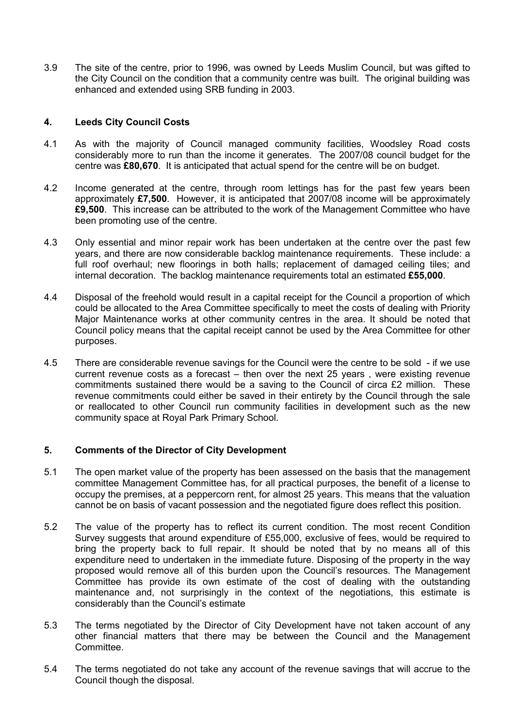3.9 The site of the centre, prior to 1996, was owned by Leeds Muslim Council, but was gifted to the City Council on the condition that a community centre was built. The original building was enhanced and extended using SRB funding in 2003.

## 4. Leeds City Council Costs

4.1 As with the majority of Council managed community facilities, Woodsley Road costs considerably more to run than the income it generates. The 2007/08 council budget for the centre was **£80,670**. It is anticipated that actual spend for the centre will be on budget.

4.2 Income generated at the centre, through room lettings has for the past few years been approximately **£7,500**. However, it is anticipated that 2007/08 income will be approximately **£9,500**. This increase can be attributed to the work of the Management Committee who have been promoting use of the centre.

4.3 Only essential and minor repair work has been undertaken at the centre over the past few years, and there are now considerable backlog maintenance requirements. These include: a full roof overhaul; new floorings in both halls; replacement of damaged ceiling tiles; and internal decoration. The backlog maintenance requirements total an estimated **£55,000**.

4.4 Disposal of the freehold would result in a capital receipt for the Council a proportion of which could be allocated to the Area Committee specifically to meet the costs of dealing with Priority Major Maintenance works at other community centres in the area. It should be noted that Council policy means that the capital receipt cannot be used by the Area Committee for other purposes.

4.5 There are considerable revenue savings for the Council were the centre to be sold - if we use current revenue costs as a forecast – then over the next 25 years , were existing revenue commitments sustained there would be a saving to the Council of circa £2 million. These revenue commitments could either be saved in their entirety by the Council through the sale or reallocated to other Council run community facilities in development such as the new community space at Royal Park Primary School.

## 5. Comments of the Director of City Development

5.1 The open market value of the property has been assessed on the basis that the management committee Management Committee has, for all practical purposes, the benefit of a license to occupy the premises, at a peppercorn rent, for almost 25 years. This means that the valuation cannot be on basis of vacant possession and the negotiated figure does reflect this position.

5.2 The value of the property has to reflect its current condition. The most recent Condition Survey suggests that around expenditure of £55,000, exclusive of fees, would be required to bring the property back to full repair. It should be noted that by no means all of this expenditure need to undertaken in the immediate future. Disposing of the property in the way proposed would remove all of this burden upon the Council's resources. The Management Committee has provide its own estimate of the cost of dealing with the outstanding maintenance and, not surprisingly in the context of the negotiations, this estimate is considerably than the Council's estimate

5.3 The terms negotiated by the Director of City Development have not taken account of any other financial matters that there may be between the Council and the Management Committee.

5.4 The terms negotiated do not take any account of the revenue savings that will accrue to the Council though the disposal.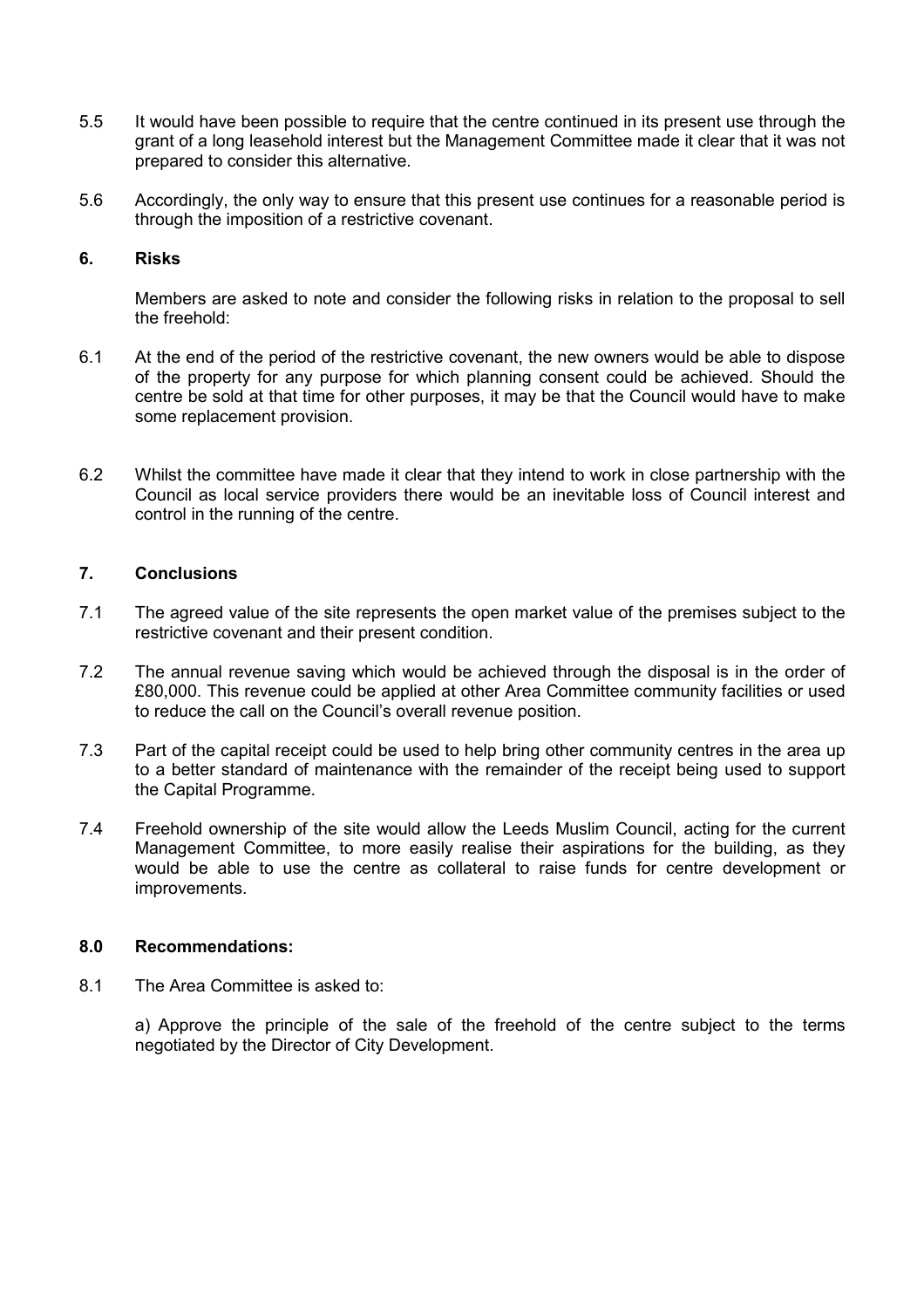5.5 It would have been possible to require that the centre continued in its present use through the grant of a long leasehold interest but the Management Committee made it clear that it was not prepared to consider this alternative.

5.6 Accordingly, the only way to ensure that this present use continues for a reasonable period is through the imposition of a restrictive covenant.

## 6. Risks

Members are asked to note and consider the following risks in relation to the proposal to sell the freehold:

6.1 At the end of the period of the restrictive covenant, the new owners would be able to dispose of the property for any purpose for which planning consent could be achieved. Should the centre be sold at that time for other purposes, it may be that the Council would have to make some replacement provision.

6.2 Whilst the committee have made it clear that they intend to work in close partnership with the Council as local service providers there would be an inevitable loss of Council interest and control in the running of the centre.

## 7. Conclusions

7.1 The agreed value of the site represents the open market value of the premises subject to the restrictive covenant and their present condition.

7.2 The annual revenue saving which would be achieved through the disposal is in the order of £80,000. This revenue could be applied at other Area Committee community facilities or used to reduce the call on the Council's overall revenue position.

7.3 Part of the capital receipt could be used to help bring other community centres in the area up to a better standard of maintenance with the remainder of the receipt being used to support the Capital Programme.

7.4 Freehold ownership of the site would allow the Leeds Muslim Council, acting for the current Management Committee, to more easily realise their aspirations for the building, as they would be able to use the centre as collateral to raise funds for centre development or improvements.

## 8.0 Recommendations:

8.1 The Area Committee is asked to:

a) Approve the principle of the sale of the freehold of the centre subject to the terms negotiated by the Director of City Development.